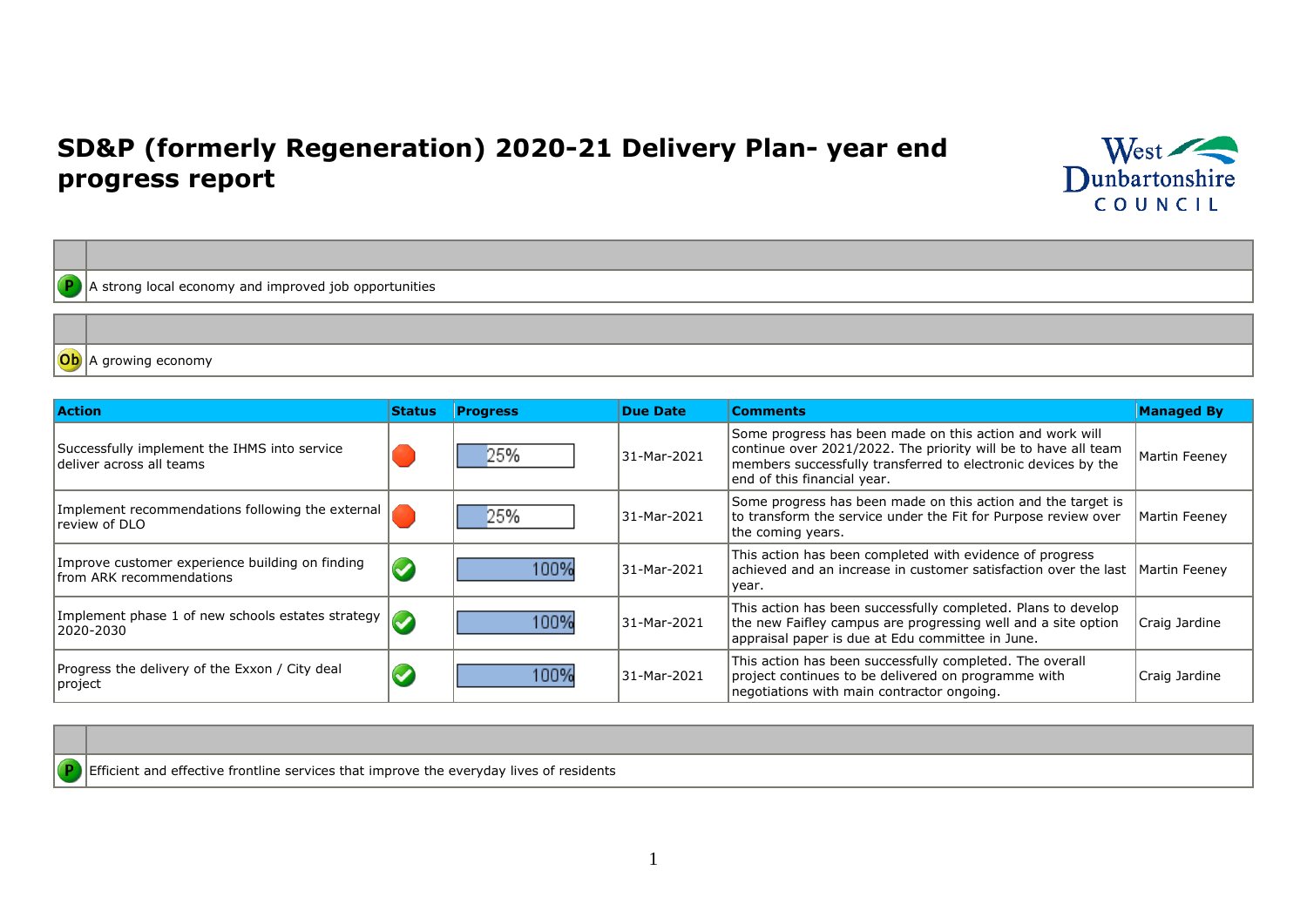# SD&P (formerly Regeneration) 2020-21 Delivery Plan- year end progress report

| | |
|---|---|
| P | A strong local economy and improved job opportunities |

| | |
|---|---|
| Ob | A growing economy |

| Action | Status | Progress | Due Date | Comments | Managed By |
|---|---|---|---|---|---|
| Successfully implement the IHMS into service deliver across all teams | | 25% | 31-Mar-2021 | Some progress has been made on this action and work will continue over 2021/2022. The priority will be to have all team members successfully transferred to electronic devices by the end of this financial year. | Martin Feeney |
| Implement recommendations following the external review of DLO | | 25% | 31-Mar-2021 | Some progress has been made on this action and the target is to transform the service under the Fit for Purpose review over the coming years. | Martin Feeney |
| Improve customer experience building on finding from ARK recommendations | | 100% | 31-Mar-2021 | This action has been completed with evidence of progress achieved and an increase in customer satisfaction over the last year. | Martin Feeney |
| Implement phase 1 of new schools estates strategy 2020-2030 | | 100% | 31-Mar-2021 | This action has been successfully completed. Plans to develop the new Faifley campus are progressing well and a site option appraisal paper is due at Edu committee in June. | Craig Jardine |
| Progress the delivery of the Exxon / City deal project | | 100% | 31-Mar-2021 | This action has been successfully completed. The overall project continues to be delivered on programme with negotiations with main contractor ongoing. | Craig Jardine |

| | |
|---|---|
| P | Efficient and effective frontline services that improve the everyday lives of residents |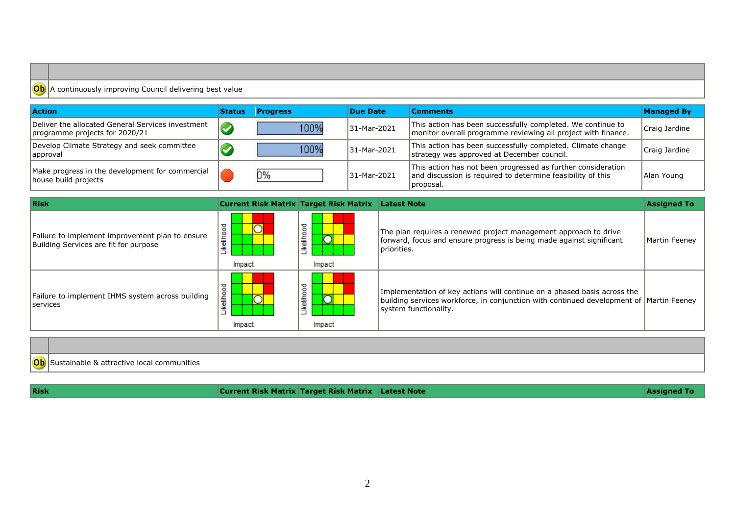| | |
|---|---|
| Ob | A continuously improving Council delivering best value |

| Action | Status | Progress | Due Date | Comments | Managed By |
|---|---|---|---|---|---|
| Deliver the allocated General Services investment programme projects for 2020/21 | Completed | 100% | 31-Mar-2021 | This action has been successfully completed. We continue to monitor overall programme reviewing all project with finance. | Craig Jardine |
| Develop Climate Strategy and seek committee approval | Completed | 100% | 31-Mar-2021 | This action has been successfully completed. Climate change strategy was approved at December council. | Craig Jardine |
| Make progress in the development for commercial house build projects | Not progressed | 0% | 31-Mar-2021 | This action has not been progressed as further consideration and discussion is required to determine feasibility of this proposal. | Alan Young |

| Risk | Current Risk Matrix | Target Risk Matrix | Latest Note | Assigned To |
|---|---|---|---|---|
| Faliure to implement improvement plan to ensure Building Services are fit for purpose | Likelihood / Impact | Likelihood / Impact | The plan requires a renewed project management approach to drive forward, focus and ensure progress is being made against significant priorities. | Martin Feeney |
| Failure to implement IHMS system across building services | Likelihood / Impact | Likelihood / Impact | Implementation of key actions will continue on a phased basis across the building services workforce, in conjunction with continued development of system functionality. | Martin Feeney |

| | |
|---|---|
| Ob | Sustainable & attractive local communities |

| Risk | Current Risk Matrix | Target Risk Matrix | Latest Note | Assigned To |
|---|---|---|---|---|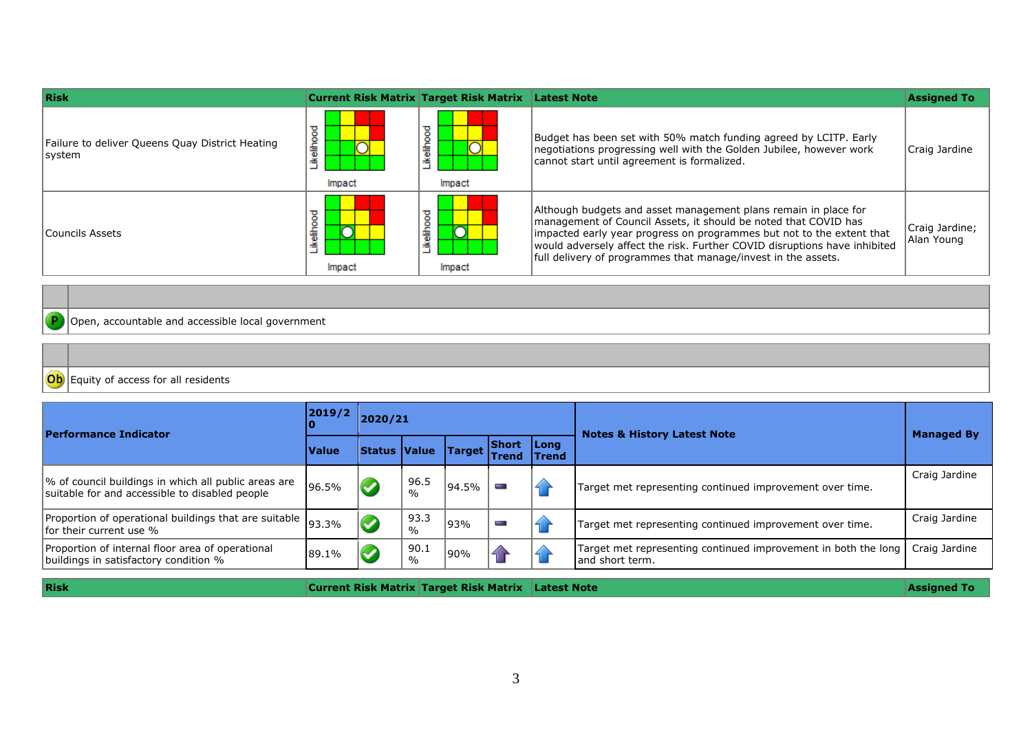| Risk | Current Risk Matrix | Target Risk Matrix | Latest Note | Assigned To |
|---|---|---|---|---|
| Failure to deliver Queens Quay District Heating system | Likelihood / Impact | Likelihood / Impact | Budget has been set with 50% match funding agreed by LCITP. Early negotiations progressing well with the Golden Jubilee, however work cannot start until agreement is formalized. | Craig Jardine |
| Councils Assets | Likelihood / Impact | Likelihood / Impact | Although budgets and asset management plans remain in place for management of Council Assets, it should be noted that COVID has impacted early year progress on programmes but not to the extent that would adversely affect the risk. Further COVID disruptions have inhibited full delivery of programmes that manage/invest in the assets. | Craig Jardine; Alan Young |

| | |
|---|---|
| P | Open, accountable and accessible local government |

| | |
|---|---|
| Ob | Equity of access for all residents |

| Performance Indicator | 2019/20 | 2020/21 | | | | | Notes & History Latest Note | Managed By |
|---|---|---|---|---|---|---|---|---|
| | Value | Status | Value | Target | Short Trend | Long Trend | | |
| % of council buildings in which all public areas are suitable for and accessible to disabled people | 96.5% | ✔ | 96.5 % | 94.5% | – | ↑ | Target met representing continued improvement over time. | Craig Jardine |
| Proportion of operational buildings that are suitable for their current use % | 93.3% | ✔ | 93.3 % | 93% | – | ↑ | Target met representing continued improvement over time. | Craig Jardine |
| Proportion of internal floor area of operational buildings in satisfactory condition % | 89.1% | ✔ | 90.1 % | 90% | ↑ | ↑ | Target met representing continued improvement in both the long and short term. | Craig Jardine |

| Risk | Current Risk Matrix | Target Risk Matrix | Latest Note | Assigned To |
|---|---|---|---|---|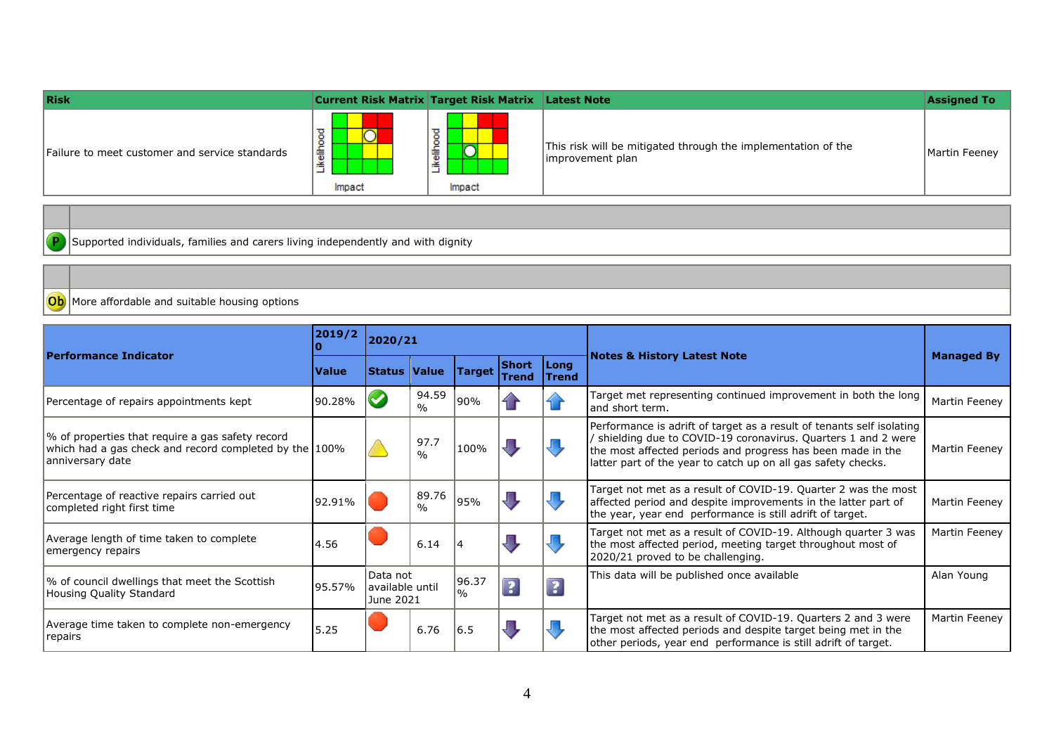| Risk | Current Risk Matrix | Target Risk Matrix | Latest Note | Assigned To |
|---|---|---|---|---|
| Failure to meet customer and service standards | Likelihood / Impact | Likelihood / Impact | This risk will be mitigated through the implementation of the improvement plan | Martin Feeney |

| | |
|---|---|
| P | Supported individuals, families and carers living independently and with dignity |

| | |
|---|---|
| Ob | More affordable and suitable housing options |

| Performance Indicator | 2019/20 | 2020/21 | | | | | Notes & History Latest Note | Managed By |
|---|---|---|---|---|---|---|---|---|
| | Value | Status | Value | Target | Short Trend | Long Trend | | |
| Percentage of repairs appointments kept | 90.28% | | 94.59 % | 90% | | | Target met representing continued improvement in both the long and short term. | Martin Feeney |
| % of properties that require a gas safety record which had a gas check and record completed by the anniversary date | 100% | | 97.7 % | 100% | | | Performance is adrift of target as a result of tenants self isolating / shielding due to COVID-19 coronavirus. Quarters 1 and 2 were the most affected periods and progress has been made in the latter part of the year to catch up on all gas safety checks. | Martin Feeney |
| Percentage of reactive repairs carried out completed right first time | 92.91% | | 89.76 % | 95% | | | Target not met as a result of COVID-19. Quarter 2 was the most affected period and despite improvements in the latter part of the year, year end performance is still adrift of target. | Martin Feeney |
| Average length of time taken to complete emergency repairs | 4.56 | | 6.14 | 4 | | | Target not met as a result of COVID-19. Although quarter 3 was the most affected period, meeting target throughout most of 2020/21 proved to be challenging. | Martin Feeney |
| % of council dwellings that meet the Scottish Housing Quality Standard | 95.57% | Data not available until June 2021 | | 96.37 % | ? | ? | This data will be published once available | Alan Young |
| Average time taken to complete non-emergency repairs | 5.25 | | 6.76 | 6.5 | | | Target not met as a result of COVID-19. Quarters 2 and 3 were the most affected periods and despite target being met in the other periods, year end performance is still adrift of target. | Martin Feeney |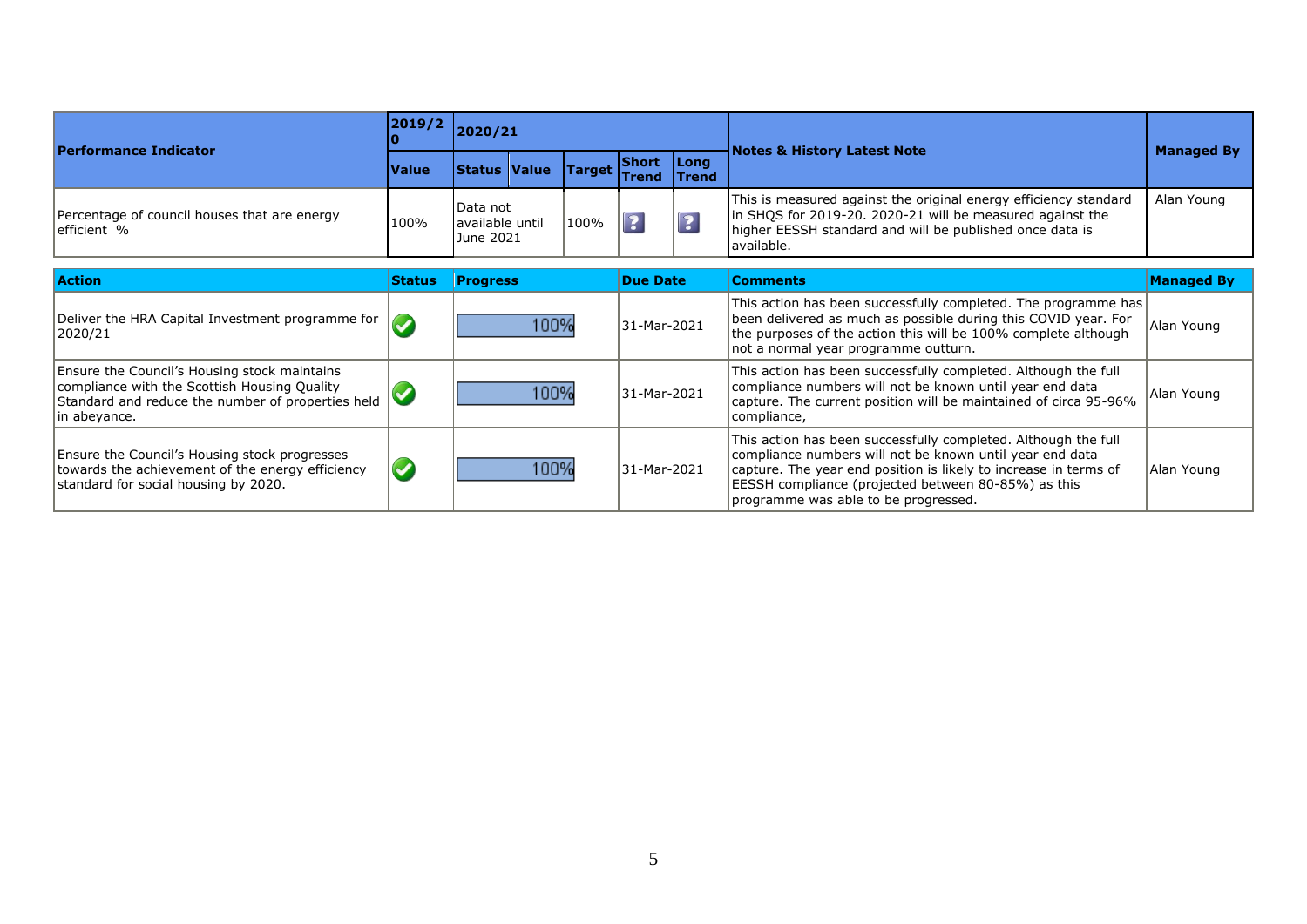| Performance Indicator | 2019/20 | 2020/21 | | | | | Notes & History Latest Note | Managed By |
|---|---|---|---|---|---|---|---|---|
| | Value | Status | Value | Target | Short Trend | Long Trend | | |
| Percentage of council houses that are energy efficient % | 100% | Data not available until June 2021 | | 100% | ? | ? | This is measured against the original energy efficiency standard in SHQS for 2019-20. 2020-21 will be measured against the higher EESSH standard and will be published once data is available. | Alan Young |

| Action | Status | Progress | Due Date | Comments | Managed By |
|---|---|---|---|---|---|
| Deliver the HRA Capital Investment programme for 2020/21 | ✓ | 100% | 31-Mar-2021 | This action has been successfully completed. The programme has been delivered as much as possible during this COVID year. For the purposes of the action this will be 100% complete although not a normal year programme outturn. | Alan Young |
| Ensure the Council's Housing stock maintains compliance with the Scottish Housing Quality Standard and reduce the number of properties held in abeyance. | ✓ | 100% | 31-Mar-2021 | This action has been successfully completed. Although the full compliance numbers will not be known until year end data capture. The current position will be maintained of circa 95-96% compliance, | Alan Young |
| Ensure the Council's Housing stock progresses towards the achievement of the energy efficiency standard for social housing by 2020. | ✓ | 100% | 31-Mar-2021 | This action has been successfully completed. Although the full compliance numbers will not be known until year end data capture. The year end position is likely to increase in terms of EESSH compliance (projected between 80-85%) as this programme was able to be progressed. | Alan Young |